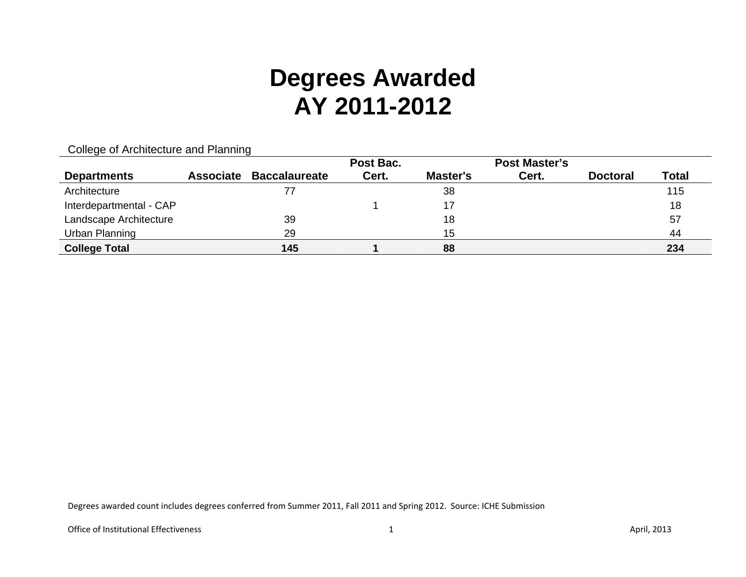# Degrees Awarded
# AY 2011-2012

College of Architecture and Planning

| Departments | Associate | Baccalaureate | Post Bac. Cert. | Master's | Post Master's Cert. | Doctoral | Total |
|---|---|---|---|---|---|---|---|
| Architecture | | 77 | | 38 | | | 115 |
| Interdepartmental - CAP | | | 1 | 17 | | | 18 |
| Landscape Architecture | | 39 | | 18 | | | 57 |
| Urban Planning | | 29 | | 15 | | | 44 |
| **College Total** | | **145** | **1** | **88** | | | **234** |

Degrees awarded count includes degrees conferred from Summer 2011, Fall 2011 and Spring 2012. Source: ICHE Submission

Office of Institutional Effectiveness April, 2013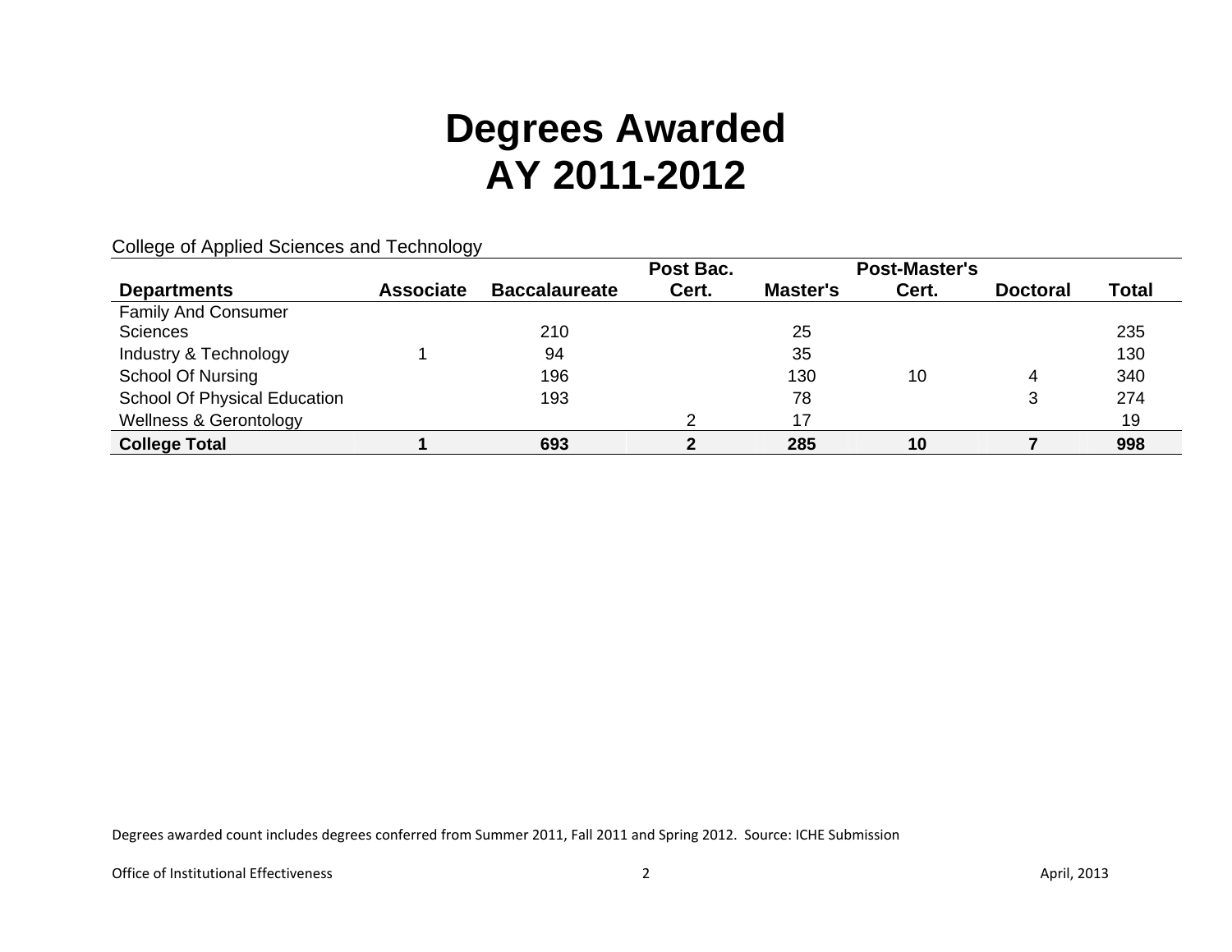# Degrees Awarded
# AY 2011-2012

College of Applied Sciences and Technology

| Departments | Associate | Baccalaureate | Post Bac. Cert. | Master's | Post-Master's Cert. | Doctoral | Total |
|---|---|---|---|---|---|---|---|
| Family And Consumer Sciences | | 210 | | 25 | | | 235 |
| Industry & Technology | 1 | 94 | | 35 | | | 130 |
| School Of Nursing | | 196 | | 130 | 10 | 4 | 340 |
| School Of Physical Education | | 193 | | 78 | | 3 | 274 |
| Wellness & Gerontology | | | 2 | 17 | | | 19 |
| **College Total** | **1** | **693** | **2** | **285** | **10** | **7** | **998** |

Degrees awarded count includes degrees conferred from Summer 2011, Fall 2011 and Spring 2012. Source: ICHE Submission

Office of Institutional Effectiveness

April, 2013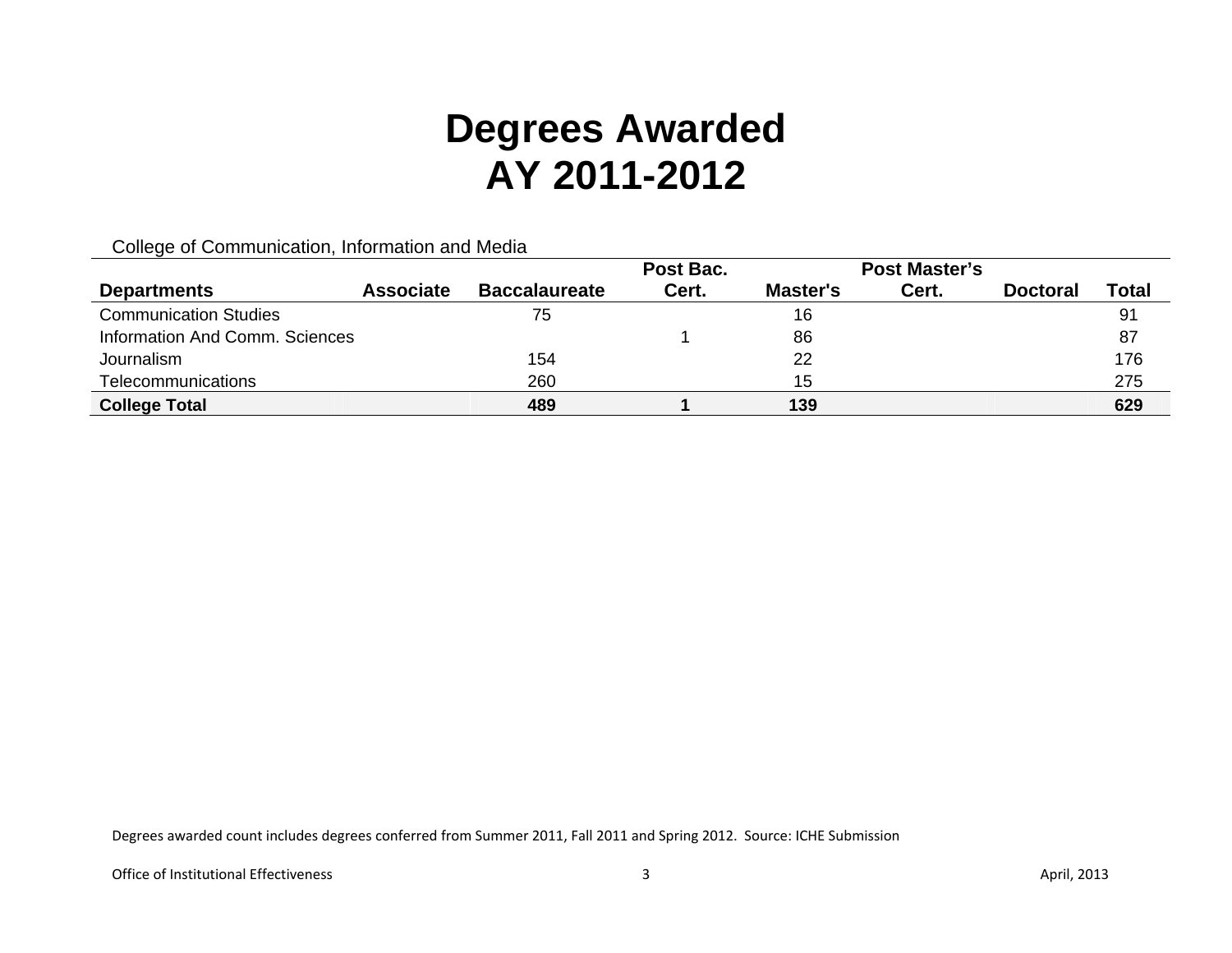# Degrees Awarded
# AY 2011-2012

College of Communication, Information and Media

| Departments | Associate | Baccalaureate | Post Bac. Cert. | Master's | Post Master's Cert. | Doctoral | Total |
|---|---|---|---|---|---|---|---|
| Communication Studies | | 75 | | 16 | | | 91 |
| Information And Comm. Sciences | | | 1 | 86 | | | 87 |
| Journalism | | 154 | | 22 | | | 176 |
| Telecommunications | | 260 | | 15 | | | 275 |
| **College Total** | | **489** | **1** | **139** | | | **629** |

Degrees awarded count includes degrees conferred from Summer 2011, Fall 2011 and Spring 2012. Source: ICHE Submission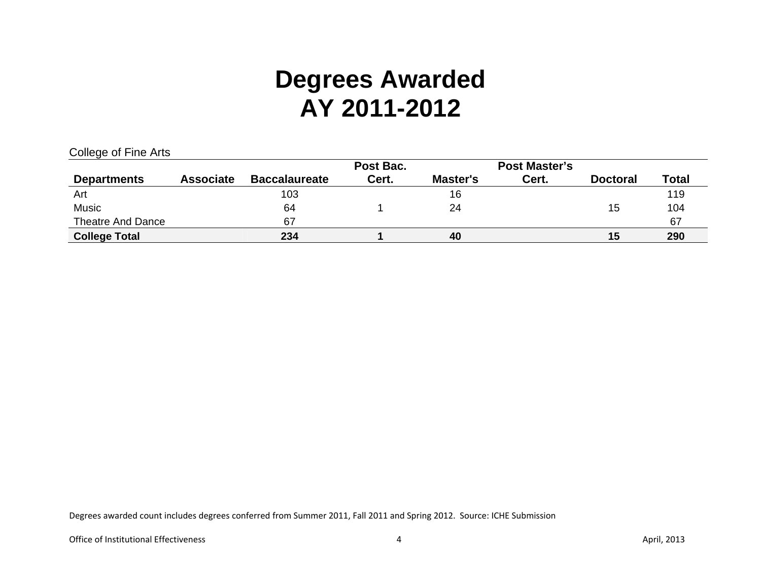# Degrees Awarded
# AY 2011-2012

College of Fine Arts

| Departments | Associate | Baccalaureate | Post Bac. Cert. | Master's | Post Master's Cert. | Doctoral | Total |
|---|---|---|---|---|---|---|---|
| Art | | 103 | | 16 | | | 119 |
| Music | | 64 | 1 | 24 | | 15 | 104 |
| Theatre And Dance | | 67 | | | | | 67 |
| **College Total** | | **234** | **1** | **40** | | **15** | **290** |

Degrees awarded count includes degrees conferred from Summer 2011, Fall 2011 and Spring 2012. Source: ICHE Submission

Office of Institutional Effectiveness — April, 2013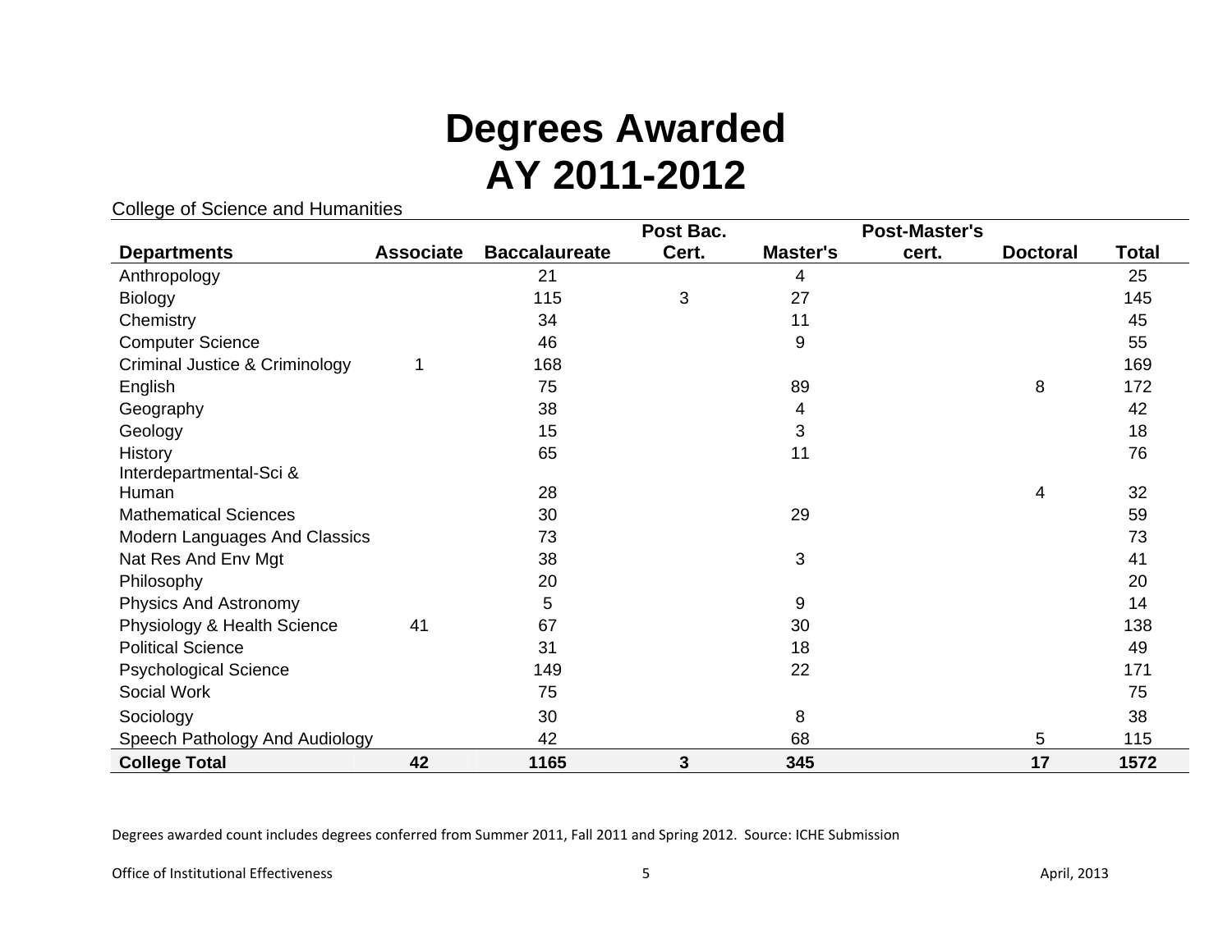# Degrees Awarded
# AY 2011-2012

College of Science and Humanities

| Departments | Associate | Baccalaureate | Post Bac. Cert. | Master's | Post-Master's cert. | Doctoral | Total |
|---|---|---|---|---|---|---|---|
| Anthropology | | 21 | | 4 | | | 25 |
| Biology | | 115 | 3 | 27 | | | 145 |
| Chemistry | | 34 | | 11 | | | 45 |
| Computer Science | | 46 | | 9 | | | 55 |
| Criminal Justice & Criminology | 1 | 168 | | | | | 169 |
| English | | 75 | | 89 | | 8 | 172 |
| Geography | | 38 | | 4 | | | 42 |
| Geology | | 15 | | 3 | | | 18 |
| History | | 65 | | 11 | | | 76 |
| Interdepartmental-Sci & Human | | 28 | | | | 4 | 32 |
| Mathematical Sciences | | 30 | | 29 | | | 59 |
| Modern Languages And Classics | | 73 | | | | | 73 |
| Nat Res And Env Mgt | | 38 | | 3 | | | 41 |
| Philosophy | | 20 | | | | | 20 |
| Physics And Astronomy | | 5 | | 9 | | | 14 |
| Physiology & Health Science | 41 | 67 | | 30 | | | 138 |
| Political Science | | 31 | | 18 | | | 49 |
| Psychological Science | | 149 | | 22 | | | 171 |
| Social Work | | 75 | | | | | 75 |
| Sociology | | 30 | | 8 | | | 38 |
| Speech Pathology And Audiology | | 42 | | 68 | | 5 | 115 |
| **College Total** | **42** | **1165** | **3** | **345** | | **17** | **1572** |

Degrees awarded count includes degrees conferred from Summer 2011, Fall 2011 and Spring 2012. Source: ICHE Submission

Office of Institutional Effectiveness

April, 2013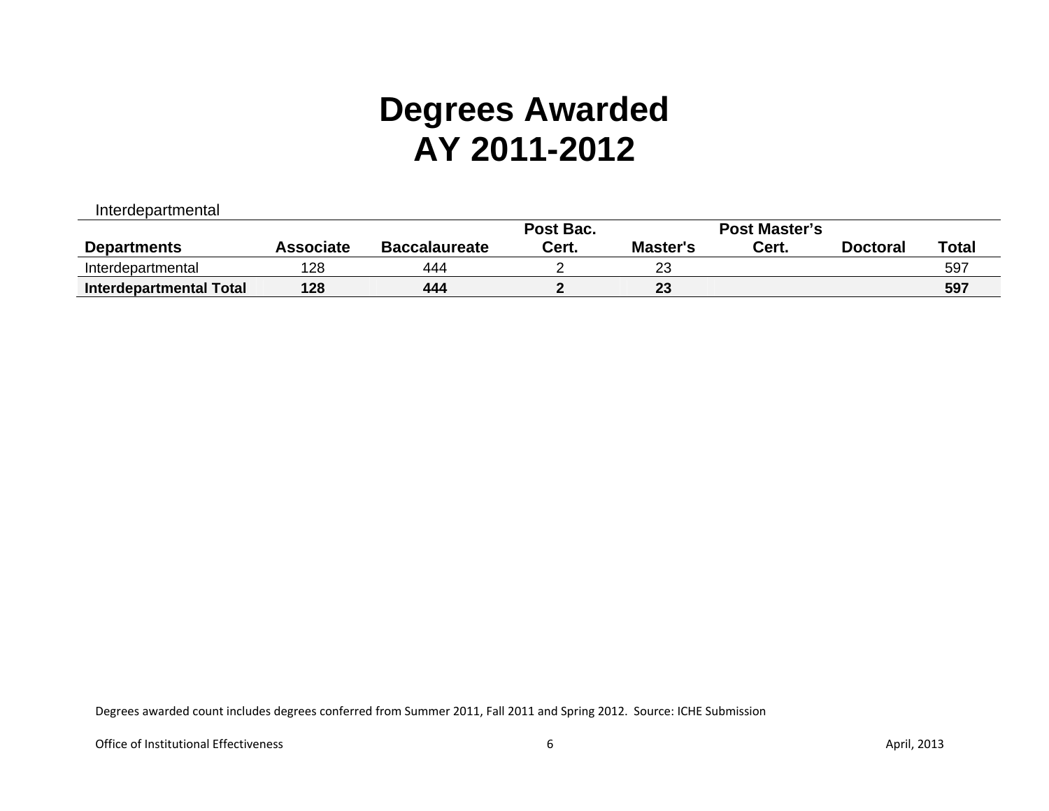# Degrees Awarded
# AY 2011-2012

Interdepartmental

| Departments | Associate | Baccalaureate | Post Bac. Cert. | Master's | Post Master's Cert. | Doctoral | Total |
|---|---|---|---|---|---|---|---|
| Interdepartmental | 128 | 444 | 2 | 23 | | | 597 |
| **Interdepartmental Total** | **128** | **444** | **2** | **23** | | | **597** |

Degrees awarded count includes degrees conferred from Summer 2011, Fall 2011 and Spring 2012. Source: ICHE Submission

Office of Institutional Effectiveness April, 2013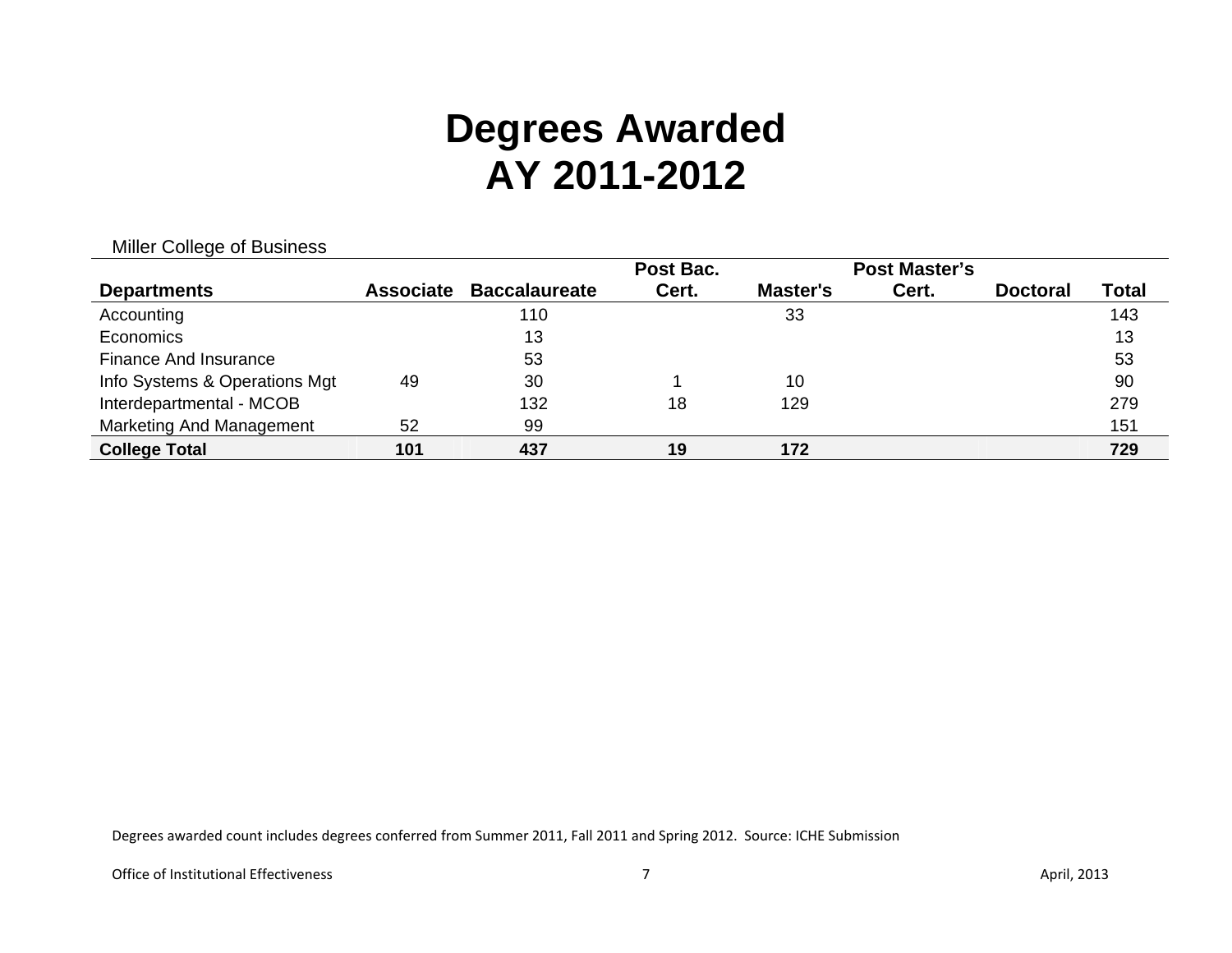# Degrees Awarded
# AY 2011-2012

Miller College of Business

| Departments | Associate | Baccalaureate | Post Bac. Cert. | Master's | Post Master's Cert. | Doctoral | Total |
|---|---|---|---|---|---|---|---|
| Accounting | | 110 | | 33 | | | 143 |
| Economics | | 13 | | | | | 13 |
| Finance And Insurance | | 53 | | | | | 53 |
| Info Systems & Operations Mgt | 49 | 30 | 1 | 10 | | | 90 |
| Interdepartmental - MCOB | | 132 | 18 | 129 | | | 279 |
| Marketing And Management | 52 | 99 | | | | | 151 |
| **College Total** | **101** | **437** | **19** | **172** | | | **729** |

Degrees awarded count includes degrees conferred from Summer 2011, Fall 2011 and Spring 2012. Source: ICHE Submission

Office of Institutional Effectiveness April, 2013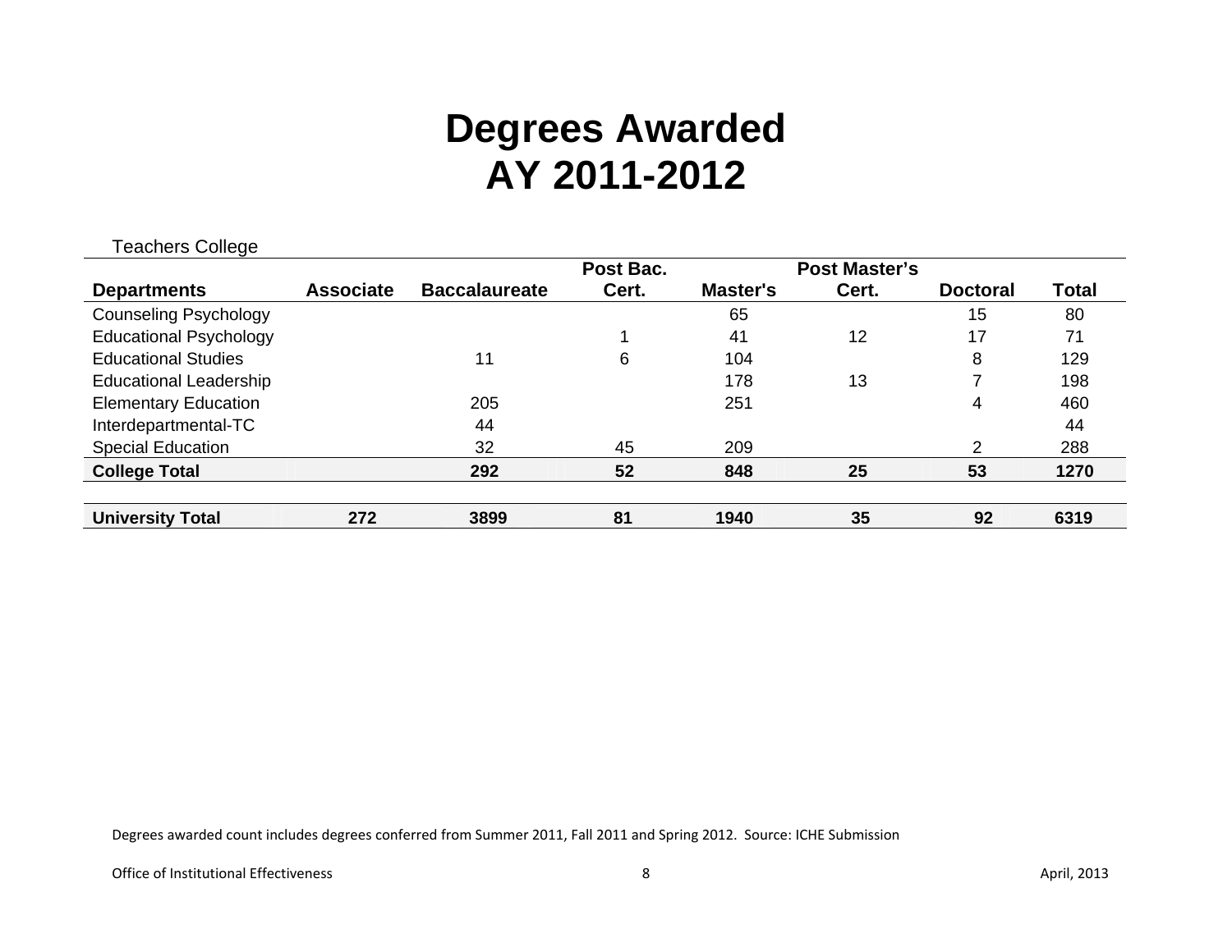# Degrees Awarded
# AY 2011-2012

Teachers College

| Departments | Associate | Baccalaureate | Post Bac. Cert. | Master's | Post Master's Cert. | Doctoral | Total |
|---|---|---|---|---|---|---|---|
| Counseling Psychology | | | | 65 | | 15 | 80 |
| Educational Psychology | | | 1 | 41 | 12 | 17 | 71 |
| Educational Studies | | 11 | 6 | 104 | | 8 | 129 |
| Educational Leadership | | | | 178 | 13 | 7 | 198 |
| Elementary Education | | 205 | | 251 | | 4 | 460 |
| Interdepartmental-TC | | 44 | | | | | 44 |
| Special Education | | 32 | 45 | 209 | | 2 | 288 |
| **College Total** | | **292** | **52** | **848** | **25** | **53** | **1270** |
| | | | | | | | |
| **University Total** | **272** | **3899** | **81** | **1940** | **35** | **92** | **6319** |

Degrees awarded count includes degrees conferred from Summer 2011, Fall 2011 and Spring 2012. Source: ICHE Submission

Office of Institutional Effectiveness

April, 2013